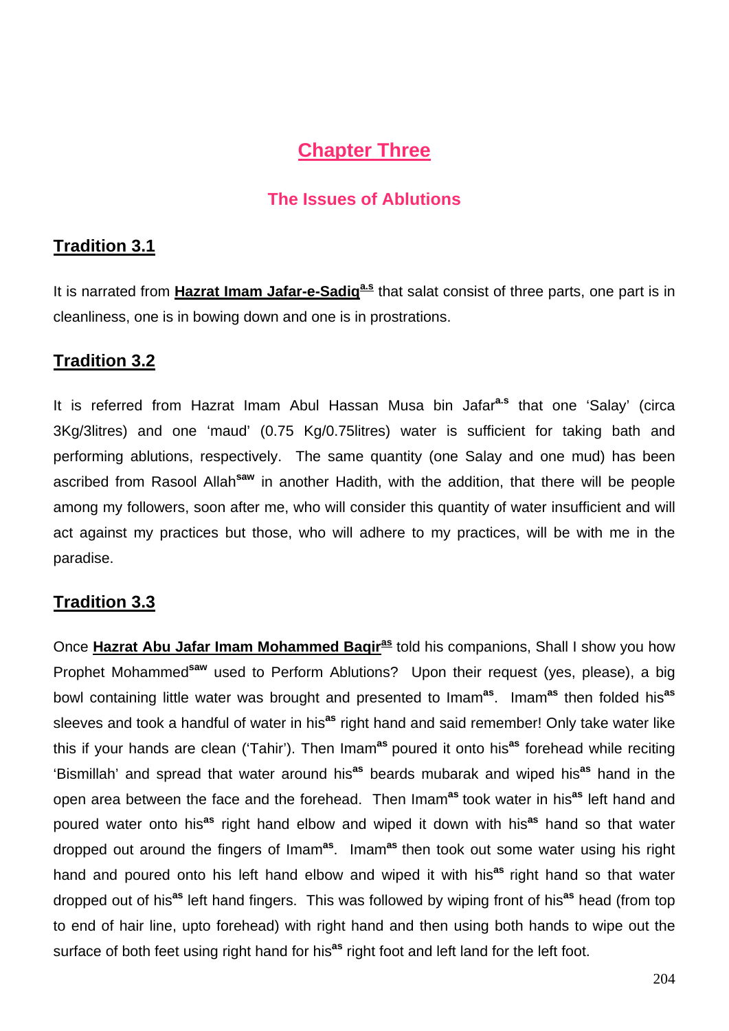# Chapter Three

## The Issues of Ablutions

### Tradition 3.1

It is narrated from **Hazrat Imam Jafar-e-Sadiq**[a.s] that salat consist of three parts, one part is in cleanliness, one is in bowing down and one is in prostrations.

### Tradition 3.2

It is referred from Hazrat Imam Abul Hassan Musa bin Jafar[a.s] that one 'Salay' (circa 3Kg/3litres) and one 'maud' (0.75 Kg/0.75litres) water is sufficient for taking bath and performing ablutions, respectively. The same quantity (one Salay and one mud) has been ascribed from Rasool Allah[saw] in another Hadith, with the addition, that there will be people among my followers, soon after me, who will consider this quantity of water insufficient and will act against my practices but those, who will adhere to my practices, will be with me in the paradise.

### Tradition 3.3

Once **Hazrat Abu Jafar Imam Mohammed Baqir**[as] told his companions, Shall I show you how Prophet Mohammed[saw] used to Perform Ablutions? Upon their request (yes, please), a big bowl containing little water was brought and presented to Imam[as]. Imam[as] then folded his[as] sleeves and took a handful of water in his[as] right hand and said remember! Only take water like this if your hands are clean ('Tahir'). Then Imam[as] poured it onto his[as] forehead while reciting 'Bismillah' and spread that water around his[as] beards mubarak and wiped his[as] hand in the open area between the face and the forehead. Then Imam[as] took water in his[as] left hand and poured water onto his[as] right hand elbow and wiped it down with his[as] hand so that water dropped out around the fingers of Imam[as]. Imam[as] then took out some water using his right hand and poured onto his left hand elbow and wiped it with his[as] right hand so that water dropped out of his[as] left hand fingers. This was followed by wiping front of his[as] head (from top to end of hair line, upto forehead) with right hand and then using both hands to wipe out the surface of both feet using right hand for his[as] right foot and left land for the left foot.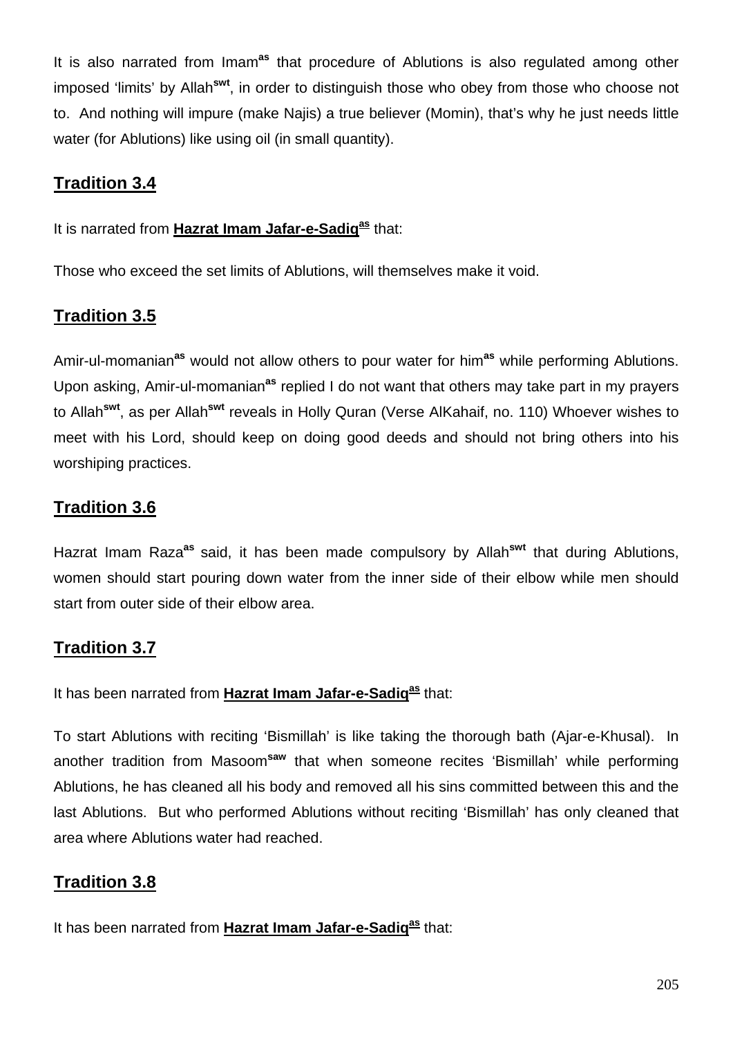It is also narrated from Imam[as] that procedure of Ablutions is also regulated among other imposed 'limits' by Allah[swt], in order to distinguish those who obey from those who choose not to. And nothing will impure (make Najis) a true believer (Momin), that's why he just needs little water (for Ablutions) like using oil (in small quantity).

## Tradition 3.4

It is narrated from **Hazrat Imam Jafar-e-Sadiq[as]** that:

Those who exceed the set limits of Ablutions, will themselves make it void.

## Tradition 3.5

Amir-ul-momanian[as] would not allow others to pour water for him[as] while performing Ablutions. Upon asking, Amir-ul-momanian[as] replied I do not want that others may take part in my prayers to Allah[swt], as per Allah[swt] reveals in Holly Quran (Verse AlKahaif, no. 110) Whoever wishes to meet with his Lord, should keep on doing good deeds and should not bring others into his worshiping practices.

## Tradition 3.6

Hazrat Imam Raza[as] said, it has been made compulsory by Allah[swt] that during Ablutions, women should start pouring down water from the inner side of their elbow while men should start from outer side of their elbow area.

## Tradition 3.7

It has been narrated from **Hazrat Imam Jafar-e-Sadiq[as]** that:

To start Ablutions with reciting 'Bismillah' is like taking the thorough bath (Ajar-e-Khusal). In another tradition from Masoom[saw] that when someone recites 'Bismillah' while performing Ablutions, he has cleaned all his body and removed all his sins committed between this and the last Ablutions. But who performed Ablutions without reciting 'Bismillah' has only cleaned that area where Ablutions water had reached.

## Tradition 3.8

It has been narrated from **Hazrat Imam Jafar-e-Sadiq[as]** that: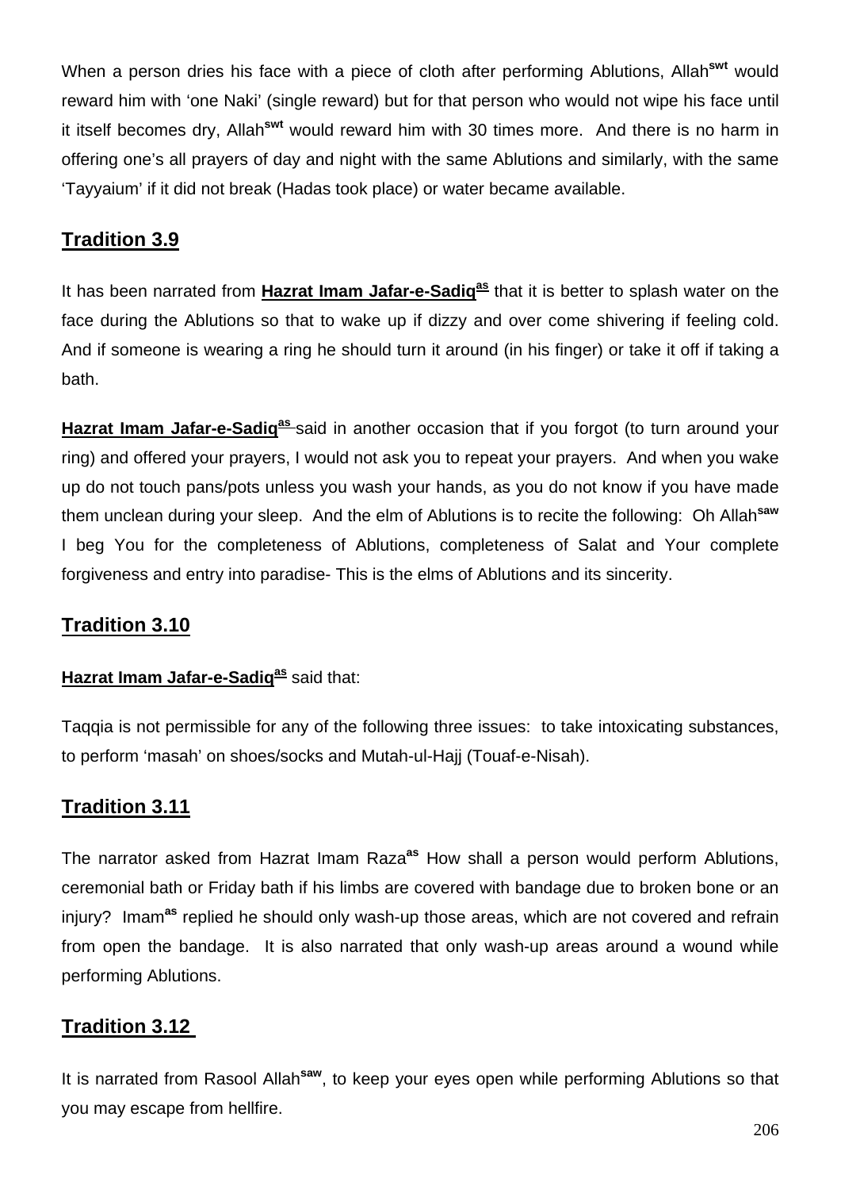When a person dries his face with a piece of cloth after performing Ablutions, Allah[swt] would reward him with 'one Naki' (single reward) but for that person who would not wipe his face until it itself becomes dry, Allah[swt] would reward him with 30 times more. And there is no harm in offering one's all prayers of day and night with the same Ablutions and similarly, with the same 'Tayyaium' if it did not break (Hadas took place) or water became available.

## Tradition 3.9

It has been narrated from **Hazrat Imam Jafar-e-Sadiq[as]** that it is better to splash water on the face during the Ablutions so that to wake up if dizzy and over come shivering if feeling cold. And if someone is wearing a ring he should turn it around (in his finger) or take it off if taking a bath.

**Hazrat Imam Jafar-e-Sadiq[as]** said in another occasion that if you forgot (to turn around your ring) and offered your prayers, I would not ask you to repeat your prayers. And when you wake up do not touch pans/pots unless you wash your hands, as you do not know if you have made them unclean during your sleep. And the elm of Ablutions is to recite the following: Oh Allah[saw] I beg You for the completeness of Ablutions, completeness of Salat and Your complete forgiveness and entry into paradise- This is the elms of Ablutions and its sincerity.

## Tradition 3.10

**Hazrat Imam Jafar-e-Sadiq[as]** said that:

Taqqia is not permissible for any of the following three issues: to take intoxicating substances, to perform 'masah' on shoes/socks and Mutah-ul-Hajj (Touaf-e-Nisah).

## Tradition 3.11

The narrator asked from Hazrat Imam Raza[as] How shall a person would perform Ablutions, ceremonial bath or Friday bath if his limbs are covered with bandage due to broken bone or an injury? Imam[as] replied he should only wash-up those areas, which are not covered and refrain from open the bandage. It is also narrated that only wash-up areas around a wound while performing Ablutions.

## Tradition 3.12

It is narrated from Rasool Allah[saw], to keep your eyes open while performing Ablutions so that you may escape from hellfire.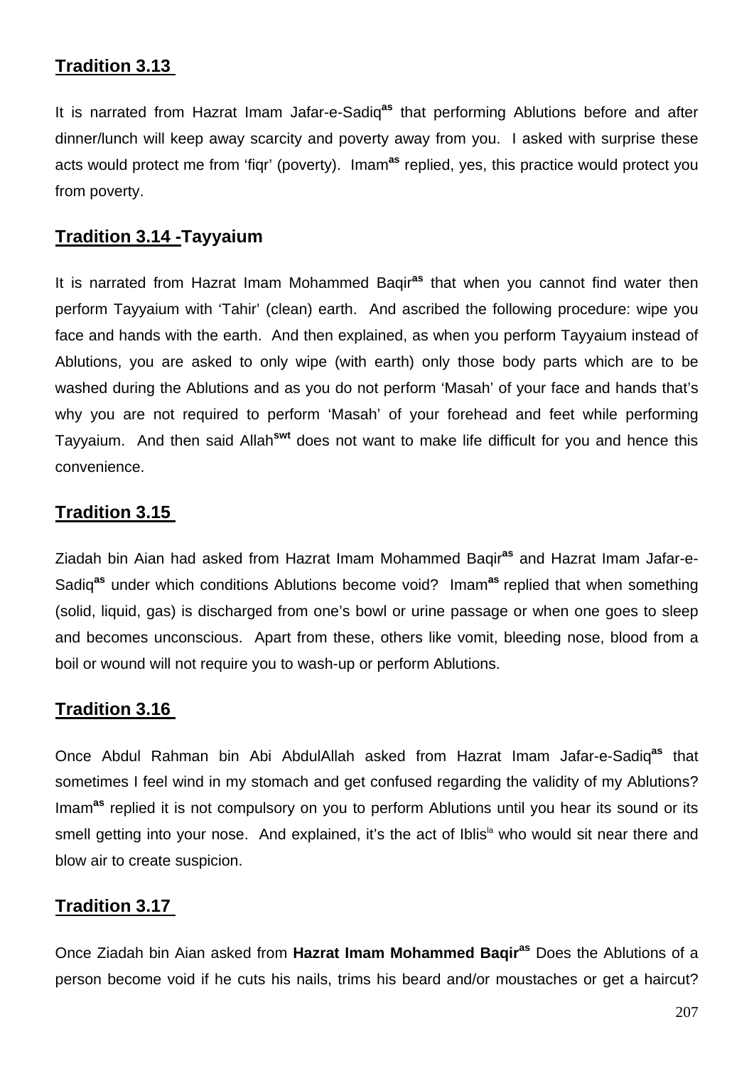## Tradition 3.13

It is narrated from Hazrat Imam Jafar-e-Sadiq[as] that performing Ablutions before and after dinner/lunch will keep away scarcity and poverty away from you. I asked with surprise these acts would protect me from 'fiqr' (poverty). Imam[as] replied, yes, this practice would protect you from poverty.

## Tradition 3.14 -Tayyaium

It is narrated from Hazrat Imam Mohammed Baqir[as] that when you cannot find water then perform Tayyaium with 'Tahir' (clean) earth. And ascribed the following procedure: wipe you face and hands with the earth. And then explained, as when you perform Tayyaium instead of Ablutions, you are asked to only wipe (with earth) only those body parts which are to be washed during the Ablutions and as you do not perform 'Masah' of your face and hands that's why you are not required to perform 'Masah' of your forehead and feet while performing Tayyaium. And then said Allah[swt] does not want to make life difficult for you and hence this convenience.

## Tradition 3.15

Ziadah bin Aian had asked from Hazrat Imam Mohammed Baqir[as] and Hazrat Imam Jafar-e-Sadiq[as] under which conditions Ablutions become void? Imam[as] replied that when something (solid, liquid, gas) is discharged from one's bowl or urine passage or when one goes to sleep and becomes unconscious. Apart from these, others like vomit, bleeding nose, blood from a boil or wound will not require you to wash-up or perform Ablutions.

## Tradition 3.16

Once Abdul Rahman bin Abi AbdulAllah asked from Hazrat Imam Jafar-e-Sadiq[as] that sometimes I feel wind in my stomach and get confused regarding the validity of my Ablutions? Imam[as] replied it is not compulsory on you to perform Ablutions until you hear its sound or its smell getting into your nose. And explained, it's the act of Iblis[la] who would sit near there and blow air to create suspicion.

## Tradition 3.17

Once Ziadah bin Aian asked from **Hazrat Imam Mohammed Baqir[as]** Does the Ablutions of a person become void if he cuts his nails, trims his beard and/or moustaches or get a haircut?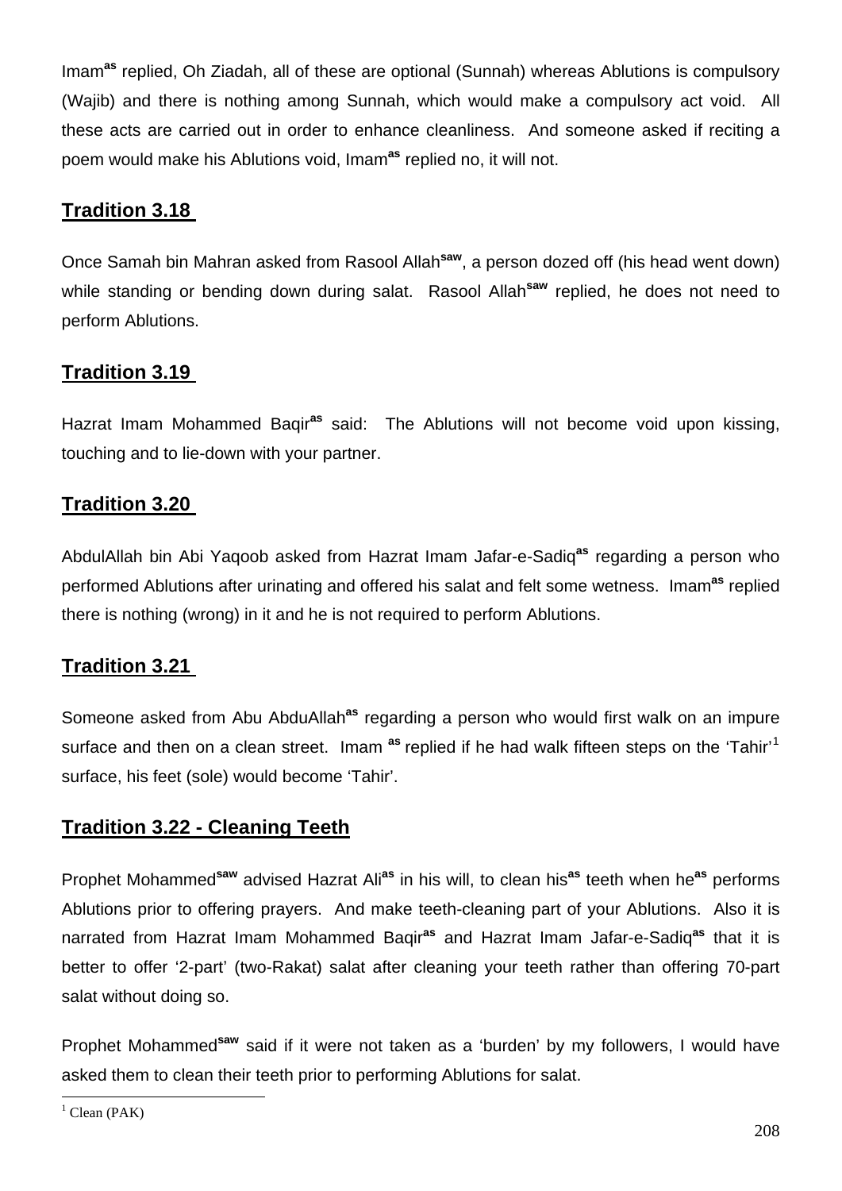Imam[as] replied, Oh Ziadah, all of these are optional (Sunnah) whereas Ablutions is compulsory (Wajib) and there is nothing among Sunnah, which would make a compulsory act void. All these acts are carried out in order to enhance cleanliness. And someone asked if reciting a poem would make his Ablutions void, Imam[as] replied no, it will not.

## Tradition 3.18

Once Samah bin Mahran asked from Rasool Allah[saw], a person dozed off (his head went down) while standing or bending down during salat. Rasool Allah[saw] replied, he does not need to perform Ablutions.

## Tradition 3.19

Hazrat Imam Mohammed Baqir[as] said: The Ablutions will not become void upon kissing, touching and to lie-down with your partner.

## Tradition 3.20

AbdulAllah bin Abi Yaqoob asked from Hazrat Imam Jafar-e-Sadiq[as] regarding a person who performed Ablutions after urinating and offered his salat and felt some wetness. Imam[as] replied there is nothing (wrong) in it and he is not required to perform Ablutions.

## Tradition 3.21

Someone asked from Abu AbduAllah[as] regarding a person who would first walk on an impure surface and then on a clean street. Imam [as] replied if he had walk fifteen steps on the 'Tahir'[1] surface, his feet (sole) would become 'Tahir'.

## Tradition 3.22 - Cleaning Teeth

Prophet Mohammed[saw] advised Hazrat Ali[as] in his will, to clean his[as] teeth when he[as] performs Ablutions prior to offering prayers. And make teeth-cleaning part of your Ablutions. Also it is narrated from Hazrat Imam Mohammed Baqir[as] and Hazrat Imam Jafar-e-Sadiq[as] that it is better to offer '2-part' (two-Rakat) salat after cleaning your teeth rather than offering 70-part salat without doing so.

Prophet Mohammed[saw] said if it were not taken as a 'burden' by my followers, I would have asked them to clean their teeth prior to performing Ablutions for salat.

---

[1] Clean (PAK)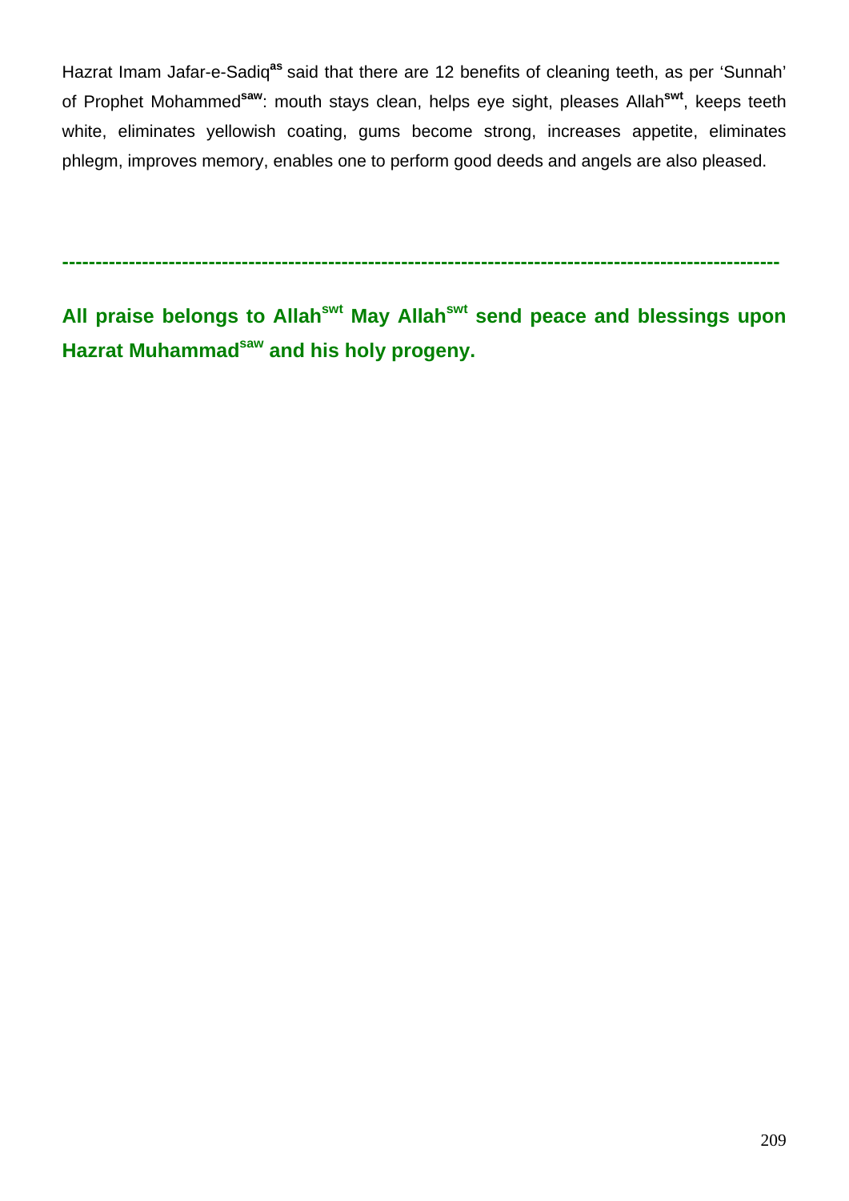Hazrat Imam Jafar-e-Sadiq[as] said that there are 12 benefits of cleaning teeth, as per 'Sunnah' of Prophet Mohammed[saw]: mouth stays clean, helps eye sight, pleases Allah[swt], keeps teeth white, eliminates yellowish coating, gums become strong, increases appetite, eliminates phlegm, improves memory, enables one to perform good deeds and angels are also pleased.

---

**All praise belongs to Allah[swt] May Allah[swt] send peace and blessings upon Hazrat Muhammad[saw] and his holy progeny.**